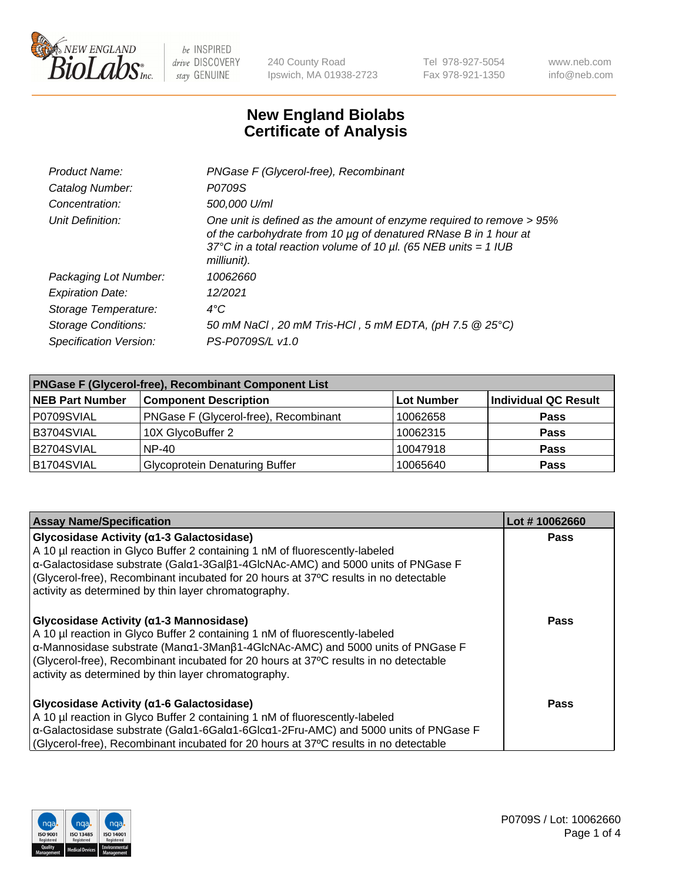NEW ENGLAND BioLabs Inc. — be INSPIRED drive DISCOVERY stay GENUINE

240 County Road
Ipswich, MA 01938-2723

Tel 978-927-5054
Fax 978-921-1350

www.neb.com
info@neb.com

# New England Biolabs
# Certificate of Analysis

| | |
|---|---|
| *Product Name:* | *PNGase F (Glycerol-free), Recombinant* |
| *Catalog Number:* | *P0709S* |
| *Concentration:* | *500,000 U/ml* |
| *Unit Definition:* | *One unit is defined as the amount of enzyme required to remove > 95% of the carbohydrate from 10 µg of denatured RNase B in 1 hour at 37°C in a total reaction volume of 10 µl. (65 NEB units = 1 IUB milliunit).* |
| *Packaging Lot Number:* | *10062660* |
| *Expiration Date:* | *12/2021* |
| *Storage Temperature:* | *4°C* |
| *Storage Conditions:* | *50 mM NaCl , 20 mM Tris-HCl , 5 mM EDTA, (pH 7.5 @ 25°C)* |
| *Specification Version:* | *PS-P0709S/L v1.0* |

| **PNGase F (Glycerol-free), Recombinant Component List** | | | |
|---|---|---|---|
| **NEB Part Number** | **Component Description** | **Lot Number** | **Individual QC Result** |
| P0709SVIAL | PNGase F (Glycerol-free), Recombinant | 10062658 | **Pass** |
| B3704SVIAL | 10X GlycoBuffer 2 | 10062315 | **Pass** |
| B2704SVIAL | NP-40 | 10047918 | **Pass** |
| B1704SVIAL | Glycoprotein Denaturing Buffer | 10065640 | **Pass** |

| **Assay Name/Specification** | **Lot # 10062660** |
|---|---|
| **Glycosidase Activity (α1-3 Galactosidase)** A 10 µl reaction in Glyco Buffer 2 containing 1 nM of fluorescently-labeled α-Galactosidase substrate (Galα1-3Galβ1-4GlcNAc-AMC) and 5000 units of PNGase F (Glycerol-free), Recombinant incubated for 20 hours at 37ºC results in no detectable activity as determined by thin layer chromatography. | **Pass** |
| **Glycosidase Activity (α1-3 Mannosidase)** A 10 µl reaction in Glyco Buffer 2 containing 1 nM of fluorescently-labeled α-Mannosidase substrate (Manα1-3Manβ1-4GlcNAc-AMC) and 5000 units of PNGase F (Glycerol-free), Recombinant incubated for 20 hours at 37ºC results in no detectable activity as determined by thin layer chromatography. | **Pass** |
| **Glycosidase Activity (α1-6 Galactosidase)** A 10 µl reaction in Glyco Buffer 2 containing 1 nM of fluorescently-labeled α-Galactosidase substrate (Galα1-6Galα1-6Glcα1-2Fru-AMC) and 5000 units of PNGase F (Glycerol-free), Recombinant incubated for 20 hours at 37ºC results in no detectable | **Pass** |

P0709S / Lot: 10062660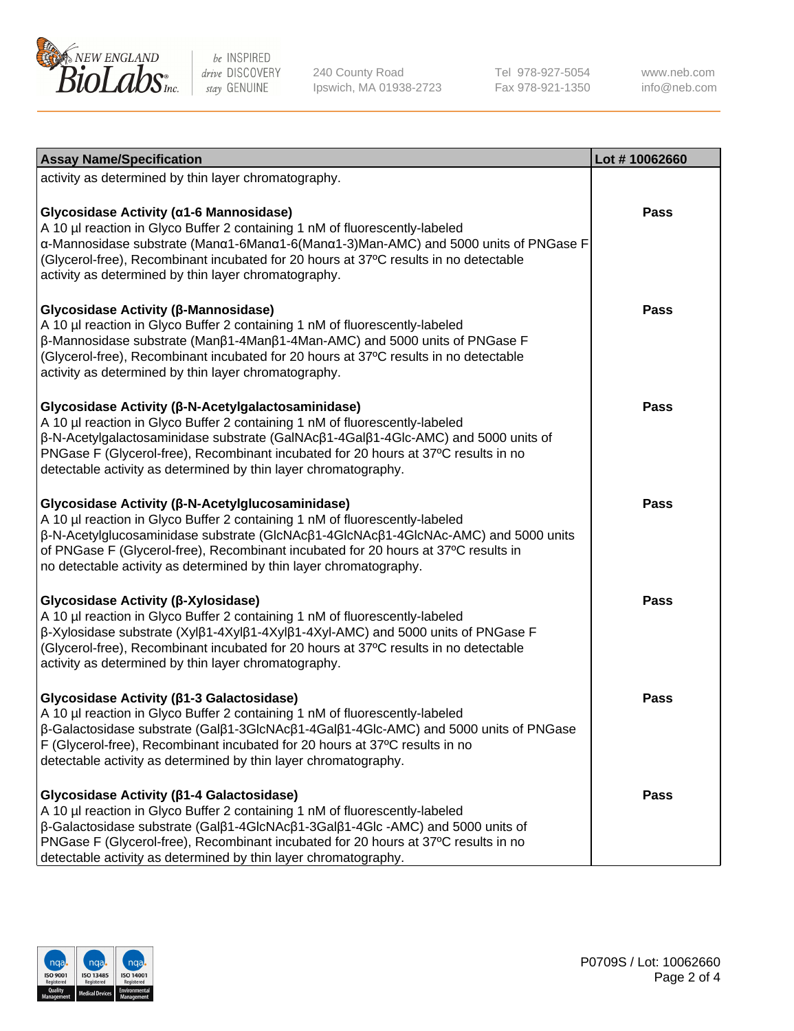| Assay Name/Specification | Lot # 10062660 |
|---|---|
| activity as determined by thin layer chromatography. | |
| **Glycosidase Activity (α1-6 Mannosidase)**<br>A 10 µl reaction in Glyco Buffer 2 containing 1 nM of fluorescently-labeled α-Mannosidase substrate (Manα1-6Manα1-6(Manα1-3)Man-AMC) and 5000 units of PNGase F (Glycerol-free), Recombinant incubated for 20 hours at 37ºC results in no detectable activity as determined by thin layer chromatography. | Pass |
| **Glycosidase Activity (β-Mannosidase)**<br>A 10 µl reaction in Glyco Buffer 2 containing 1 nM of fluorescently-labeled β-Mannosidase substrate (Manβ1-4Manβ1-4Man-AMC) and 5000 units of PNGase F (Glycerol-free), Recombinant incubated for 20 hours at 37ºC results in no detectable activity as determined by thin layer chromatography. | Pass |
| **Glycosidase Activity (β-N-Acetylgalactosaminidase)**<br>A 10 µl reaction in Glyco Buffer 2 containing 1 nM of fluorescently-labeled β-N-Acetylgalactosaminidase substrate (GalNAcβ1-4Galβ1-4Glc-AMC) and 5000 units of PNGase F (Glycerol-free), Recombinant incubated for 20 hours at 37ºC results in no detectable activity as determined by thin layer chromatography. | Pass |
| **Glycosidase Activity (β-N-Acetylglucosaminidase)**<br>A 10 µl reaction in Glyco Buffer 2 containing 1 nM of fluorescently-labeled β-N-Acetylglucosaminidase substrate (GlcNAcβ1-4GlcNAcβ1-4GlcNAc-AMC) and 5000 units of PNGase F (Glycerol-free), Recombinant incubated for 20 hours at 37ºC results in no detectable activity as determined by thin layer chromatography. | Pass |
| **Glycosidase Activity (β-Xylosidase)**<br>A 10 µl reaction in Glyco Buffer 2 containing 1 nM of fluorescently-labeled β-Xylosidase substrate (Xylβ1-4Xylβ1-4Xylβ1-4Xyl-AMC) and 5000 units of PNGase F (Glycerol-free), Recombinant incubated for 20 hours at 37ºC results in no detectable activity as determined by thin layer chromatography. | Pass |
| **Glycosidase Activity (β1-3 Galactosidase)**<br>A 10 µl reaction in Glyco Buffer 2 containing 1 nM of fluorescently-labeled β-Galactosidase substrate (Galβ1-3GlcNAcβ1-4Galβ1-4Glc-AMC) and 5000 units of PNGase F (Glycerol-free), Recombinant incubated for 20 hours at 37ºC results in no detectable activity as determined by thin layer chromatography. | Pass |
| **Glycosidase Activity (β1-4 Galactosidase)**<br>A 10 µl reaction in Glyco Buffer 2 containing 1 nM of fluorescently-labeled β-Galactosidase substrate (Galβ1-4GlcNAcβ1-3Galβ1-4Glc -AMC) and 5000 units of PNGase F (Glycerol-free), Recombinant incubated for 20 hours at 37ºC results in no detectable activity as determined by thin layer chromatography. | Pass |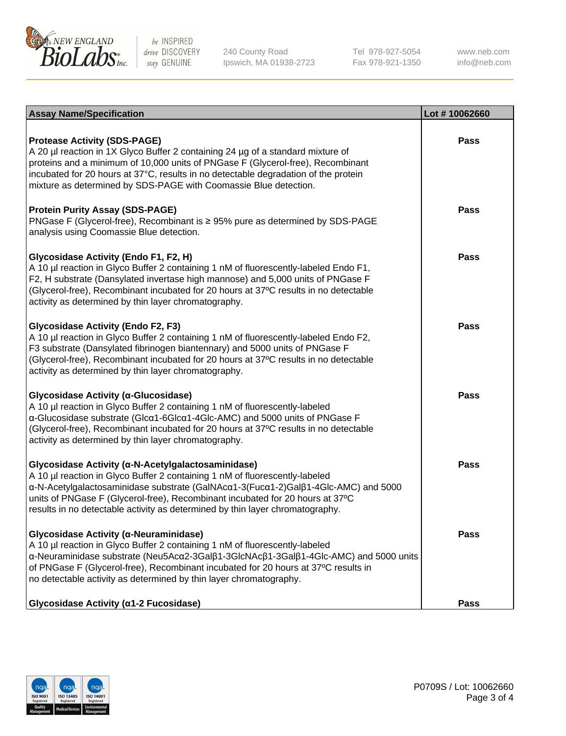| Assay Name/Specification | Lot # 10062660 |
| --- | --- |
| **Protease Activity (SDS-PAGE)**<br>A 20 µl reaction in 1X Glyco Buffer 2 containing 24 µg of a standard mixture of proteins and a minimum of 10,000 units of PNGase F (Glycerol-free), Recombinant incubated for 20 hours at 37°C, results in no detectable degradation of the protein mixture as determined by SDS-PAGE with Coomassie Blue detection. | Pass |
| **Protein Purity Assay (SDS-PAGE)**<br>PNGase F (Glycerol-free), Recombinant is ≥ 95% pure as determined by SDS-PAGE analysis using Coomassie Blue detection. | Pass |
| **Glycosidase Activity (Endo F1, F2, H)**<br>A 10 µl reaction in Glyco Buffer 2 containing 1 nM of fluorescently-labeled Endo F1, F2, H substrate (Dansylated invertase high mannose) and 5,000 units of PNGase F (Glycerol-free), Recombinant incubated for 20 hours at 37ºC results in no detectable activity as determined by thin layer chromatography. | Pass |
| **Glycosidase Activity (Endo F2, F3)**<br>A 10 µl reaction in Glyco Buffer 2 containing 1 nM of fluorescently-labeled Endo F2, F3 substrate (Dansylated fibrinogen biantennary) and 5000 units of PNGase F (Glycerol-free), Recombinant incubated for 20 hours at 37ºC results in no detectable activity as determined by thin layer chromatography. | Pass |
| **Glycosidase Activity (α-Glucosidase)**<br>A 10 µl reaction in Glyco Buffer 2 containing 1 nM of fluorescently-labeled α-Glucosidase substrate (Glcα1-6Glcα1-4Glc-AMC) and 5000 units of PNGase F (Glycerol-free), Recombinant incubated for 20 hours at 37ºC results in no detectable activity as determined by thin layer chromatography. | Pass |
| **Glycosidase Activity (α-N-Acetylgalactosaminidase)**<br>A 10 µl reaction in Glyco Buffer 2 containing 1 nM of fluorescently-labeled α-N-Acetylgalactosaminidase substrate (GalNAcα1-3(Fucα1-2)Galβ1-4Glc-AMC) and 5000 units of PNGase F (Glycerol-free), Recombinant incubated for 20 hours at 37ºC results in no detectable activity as determined by thin layer chromatography. | Pass |
| **Glycosidase Activity (α-Neuraminidase)**<br>A 10 µl reaction in Glyco Buffer 2 containing 1 nM of fluorescently-labeled α-Neuraminidase substrate (Neu5Acα2-3Galβ1-3GlcNAcβ1-3Galβ1-4Glc-AMC) and 5000 units of PNGase F (Glycerol-free), Recombinant incubated for 20 hours at 37ºC results in no detectable activity as determined by thin layer chromatography. | Pass |
| **Glycosidase Activity (α1-2 Fucosidase)** | Pass |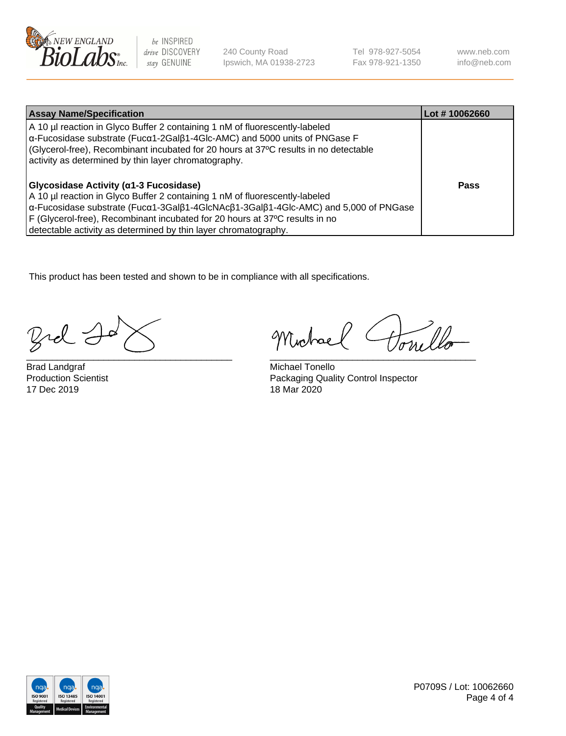| Assay Name/Specification | Lot # 10062660 |
| --- | --- |
| A 10 µl reaction in Glyco Buffer 2 containing 1 nM of fluorescently-labeled α-Fucosidase substrate (Fucα1-2Galβ1-4Glc-AMC) and 5000 units of PNGase F (Glycerol-free), Recombinant incubated for 20 hours at 37ºC results in no detectable activity as determined by thin layer chromatography. | |
| **Glycosidase Activity (α1-3 Fucosidase)** A 10 µl reaction in Glyco Buffer 2 containing 1 nM of fluorescently-labeled α-Fucosidase substrate (Fucα1-3Galβ1-4GlcNAcβ1-3Galβ1-4Glc-AMC) and 5,000 of PNGase F (Glycerol-free), Recombinant incubated for 20 hours at 37ºC results in no detectable activity as determined by thin layer chromatography. | **Pass** |

This product has been tested and shown to be in compliance with all specifications.

Brad Landgraf
Production Scientist
17 Dec 2019

Michael Tonello
Packaging Quality Control Inspector
18 Mar 2020

P0709S / Lot: 10062660